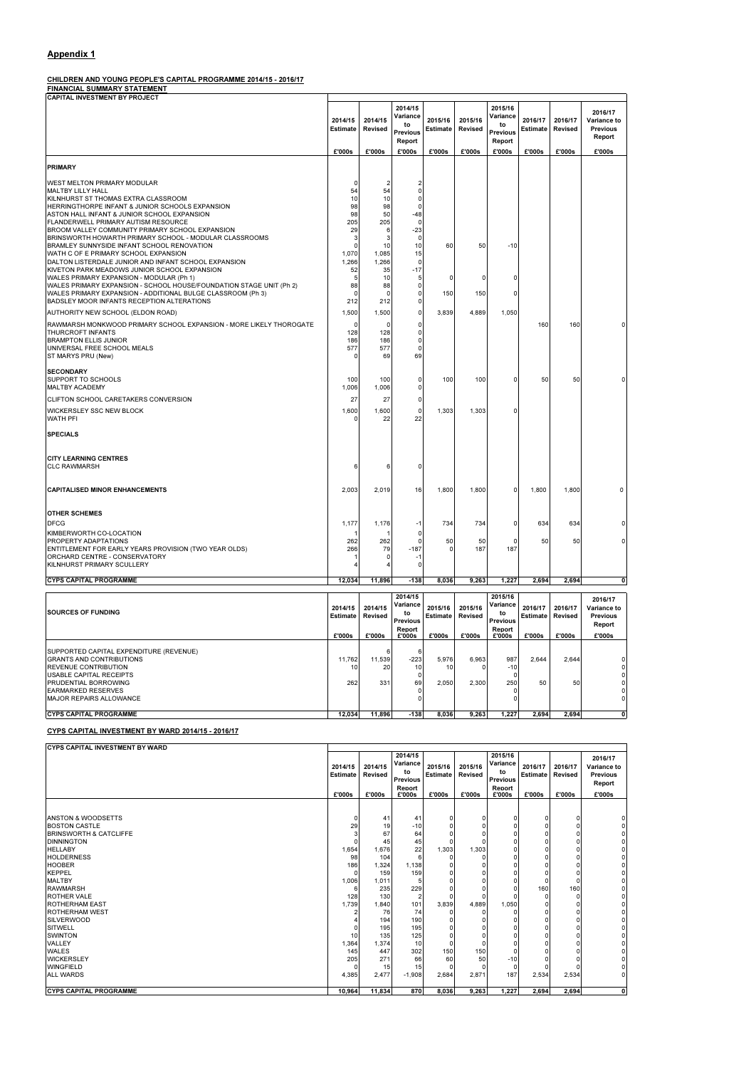## Appendix 1

**CHILDREN AND YOUNG PEOPLE'S CAPITAL PROGRAMME 2014/15 - 2016/17**

**FINANCIAL SUMMARY STATEMENT**

| CAPITAL INVESTMENT BY PROJECT | 2014/15 Estimate | 2014/15 Revised | 2014/15 Variance to Previous Report | 2015/16 Estimate | 2015/16 Revised | 2015/16 Variance to Previous Report | 2016/17 Estimate | 2016/17 Revised | 2016/17 Variance to Previous Report |
|---|---|---|---|---|---|---|---|---|---|
| | £'000s | £'000s | £'000s | £'000s | £'000s | £'000s | £'000s | £'000s | £'000s |
| **PRIMARY** | | | | | | | | | |
| WEST MELTON PRIMARY MODULAR | 0 | 2 | 2 | | | | | | |
| MALTBY LILLY HALL | 54 | 54 | 0 | | | | | | |
| KILNHURST ST THOMAS EXTRA CLASSROOM | 10 | 10 | 0 | | | | | | |
| HERRINGTHORPE INFANT & JUNIOR SCHOOLS EXPANSION | 98 | 98 | 0 | | | | | | |
| ASTON HALL INFANT & JUNIOR SCHOOL EXPANSION | 98 | 50 | -48 | | | | | | |
| FLANDERWELL PRIMARY AUTISM RESOURCE | 205 | 205 | 0 | | | | | | |
| BROOM VALLEY COMMUNITY PRIMARY SCHOOL EXPANSION | 29 | 6 | -23 | | | | | | |
| BRINSWORTH HOWARTH PRIMARY SCHOOL - MODULAR CLASSROOMS | 3 | 3 | 0 | | | | | | |
| BRAMLEY SUNNYSIDE INFANT SCHOOL RENOVATION | 0 | 10 | 10 | 60 | 50 | -10 | | | |
| WATH C OF E PRIMARY SCHOOL EXPANSION | 1,070 | 1,085 | 15 | | | | | | |
| DALTON LISTERDALE JUNIOR AND INFANT SCHOOL EXPANSION | 1,266 | 1,266 | 0 | | | | | | |
| KIVETON PARK MEADOWS JUNIOR SCHOOL EXPANSION | 52 | 35 | -17 | | | | | | |
| WALES PRIMARY EXPANSION - MODULAR (Ph 1) | 5 | 10 | 5 | 0 | 0 | 0 | | | |
| WALES PRIMARY EXPANSION - SCHOOL HOUSE/FOUNDATION STAGE UNIT (Ph 2) | 88 | 88 | 0 | | | | | | |
| WALES PRIMARY EXPANSION - ADDITIONAL BULGE CLASSROOM (Ph 3) | 0 | 0 | 0 | 150 | 150 | 0 | | | |
| BADSLEY MOOR INFANTS RECEPTION ALTERATIONS | 212 | 212 | 0 | | | | | | |
| AUTHORITY NEW SCHOOL (ELDON ROAD) | 1,500 | 1,500 | 0 | 3,839 | 4,889 | 1,050 | | | |
| RAWMARSH MONKWOOD PRIMARY SCHOOL EXPANSION - MORE LIKELY THOROGATE | 0 | 0 | 0 | | | | 160 | 160 | 0 |
| THURCROFT INFANTS | 128 | 128 | 0 | | | | | | |
| BRAMPTON ELLIS JUNIOR | 186 | 186 | 0 | | | | | | |
| UNIVERSAL FREE SCHOOL MEALS | 577 | 577 | 0 | | | | | | |
| ST MARYS PRU (New) | 0 | 69 | 69 | | | | | | |
| **SECONDARY** | | | | | | | | | |
| SUPPORT TO SCHOOLS | 100 | 100 | 0 | 100 | 100 | 0 | 50 | 50 | 0 |
| MALTBY ACADEMY | 1,006 | 1,006 | 0 | | | | | | |
| CLIFTON SCHOOL CARETAKERS CONVERSION | 27 | 27 | 0 | | | | | | |
| WICKERSLEY SSC NEW BLOCK | 1,600 | 1,600 | 0 | 1,303 | 1,303 | 0 | | | |
| WATH PFI | 0 | 22 | 22 | | | | | | |
| **SPECIALS** | | | | | | | | | |
| **CITY LEARNING CENTRES** | | | | | | | | | |
| CLC RAWMARSH | 6 | 6 | 0 | | | | | | |
| **CAPITALISED MINOR ENHANCEMENTS** | 2,003 | 2,019 | 16 | 1,800 | 1,800 | 0 | 1,800 | 1,800 | 0 |
| **OTHER SCHEMES** | | | | | | | | | |
| DFCG | 1,177 | 1,176 | -1 | 734 | 734 | 0 | 634 | 634 | 0 |
| KIMBERWORTH CO-LOCATION | 1 | 1 | 0 | | | | | | |
| PROPERTY ADAPTATIONS | 262 | 262 | 0 | 50 | 50 | 0 | 50 | 50 | 0 |
| ENTITLEMENT FOR EARLY YEARS PROVISION (TWO YEAR OLDS) | 266 | 79 | -187 | 0 | 187 | 187 | | | |
| ORCHARD CENTRE - CONSERVATORY | 1 | 0 | -1 | | | | | | |
| KILNHURST PRIMARY SCULLERY | 4 | 4 | 0 | | | | | | |
| **CYPS CAPITAL PROGRAMME** | **12,034** | **11,896** | **-138** | **8,036** | **9,263** | **1,227** | **2,694** | **2,694** | **0** |

| SOURCES OF FUNDING | 2014/15 Estimate | 2014/15 Revised | 2014/15 Variance to Previous Report | 2015/16 Estimate | 2015/16 Revised | 2015/16 Variance to Previous Report | 2016/17 Estimate | 2016/17 Revised | 2016/17 Variance to Previous Report |
|---|---|---|---|---|---|---|---|---|---|
| | £'000s | £'000s | £'000s | £'000s | £'000s | £'000s | £'000s | £'000s | £'000s |
| SUPPORTED CAPITAL EXPENDITURE (REVENUE) | | 6 | 6 | | | | | | |
| GRANTS AND CONTRIBUTIONS | 11,762 | 11,539 | -223 | 5,976 | 6,963 | 987 | 2,644 | 2,644 | 0 |
| REVENUE CONTRIBUTION | 10 | 20 | 10 | 10 | 0 | -10 | | | 0 |
| USABLE CAPITAL RECEIPTS | | | 0 | | | 0 | | | 0 |
| PRUDENTIAL BORROWING | 262 | 331 | 69 | 2,050 | 2,300 | 250 | 50 | 50 | 0 |
| EARMARKED RESERVES | | | 0 | | | 0 | | | 0 |
| MAJOR REPAIRS ALLOWANCE | | | 0 | | | 0 | | | 0 |
| **CYPS CAPITAL PROGRAMME** | **12,034** | **11,896** | **-138** | **8,036** | **9,263** | **1,227** | **2,694** | **2,694** | **0** |

**CYPS CAPITAL INVESTMENT BY WARD 2014/15 - 2016/17**

| CYPS CAPITAL INVESTMENT BY WARD | 2014/15 Estimate | 2014/15 Revised | 2014/15 Variance to Previous Report | 2015/16 Estimate | 2015/16 Revised | 2015/16 Variance to Previous Report | 2016/17 Estimate | 2016/17 Revised | 2016/17 Variance to Previous Report |
|---|---|---|---|---|---|---|---|---|---|
| | £'000s | £'000s | £'000s | £'000s | £'000s | £'000s | £'000s | £'000s | £'000s |
| ANSTON & WOODSETTS | 0 | 41 | 41 | 0 | 0 | 0 | 0 | 0 | 0 |
| BOSTON CASTLE | 29 | 19 | -10 | 0 | 0 | 0 | 0 | 0 | 0 |
| BRINSWORTH & CATCLIFFE | 3 | 67 | 64 | 0 | 0 | 0 | 0 | 0 | 0 |
| DINNINGTON | 0 | 45 | 45 | 0 | 0 | 0 | 0 | 0 | 0 |
| HELLABY | 1,654 | 1,676 | 22 | 1,303 | 1,303 | 0 | 0 | 0 | 0 |
| HOLDERNESS | 98 | 104 | 6 | 0 | 0 | 0 | 0 | 0 | 0 |
| HOOBER | 186 | 1,324 | 1,138 | 0 | 0 | 0 | 0 | 0 | 0 |
| KEPPEL | 0 | 159 | 159 | 0 | 0 | 0 | 0 | 0 | 0 |
| MALTBY | 1,006 | 1,011 | 5 | 0 | 0 | 0 | 0 | 0 | 0 |
| RAWMARSH | 6 | 235 | 229 | 0 | 0 | 0 | 160 | 160 | 0 |
| ROTHER VALE | 128 | 130 | 2 | 0 | 0 | 0 | 0 | 0 | 0 |
| ROTHERHAM EAST | 1,739 | 1,840 | 101 | 3,839 | 4,889 | 1,050 | 0 | 0 | 0 |
| ROTHERHAM WEST | 2 | 76 | 74 | 0 | 0 | 0 | 0 | 0 | 0 |
| SILVERWOOD | 4 | 194 | 190 | 0 | 0 | 0 | 0 | 0 | 0 |
| SITWELL | 0 | 195 | 195 | 0 | 0 | 0 | 0 | 0 | 0 |
| SWINTON | 10 | 135 | 125 | 0 | 0 | 0 | 0 | 0 | 0 |
| VALLEY | 1,364 | 1,374 | 10 | 0 | 0 | 0 | 0 | 0 | 0 |
| WALES | 145 | 447 | 302 | 150 | 150 | 0 | 0 | 0 | 0 |
| WICKERSLEY | 205 | 271 | 66 | 60 | 50 | -10 | 0 | 0 | 0 |
| WINGFIELD | 0 | 15 | 15 | 0 | 0 | 0 | 0 | 0 | 0 |
| ALL WARDS | 4,385 | 2,477 | -1,908 | 2,684 | 2,871 | 187 | 2,534 | 2,534 | 0 |
| **CYPS CAPITAL PROGRAMME** | **10,964** | **11,834** | **870** | **8,036** | **9,263** | **1,227** | **2,694** | **2,694** | **0** |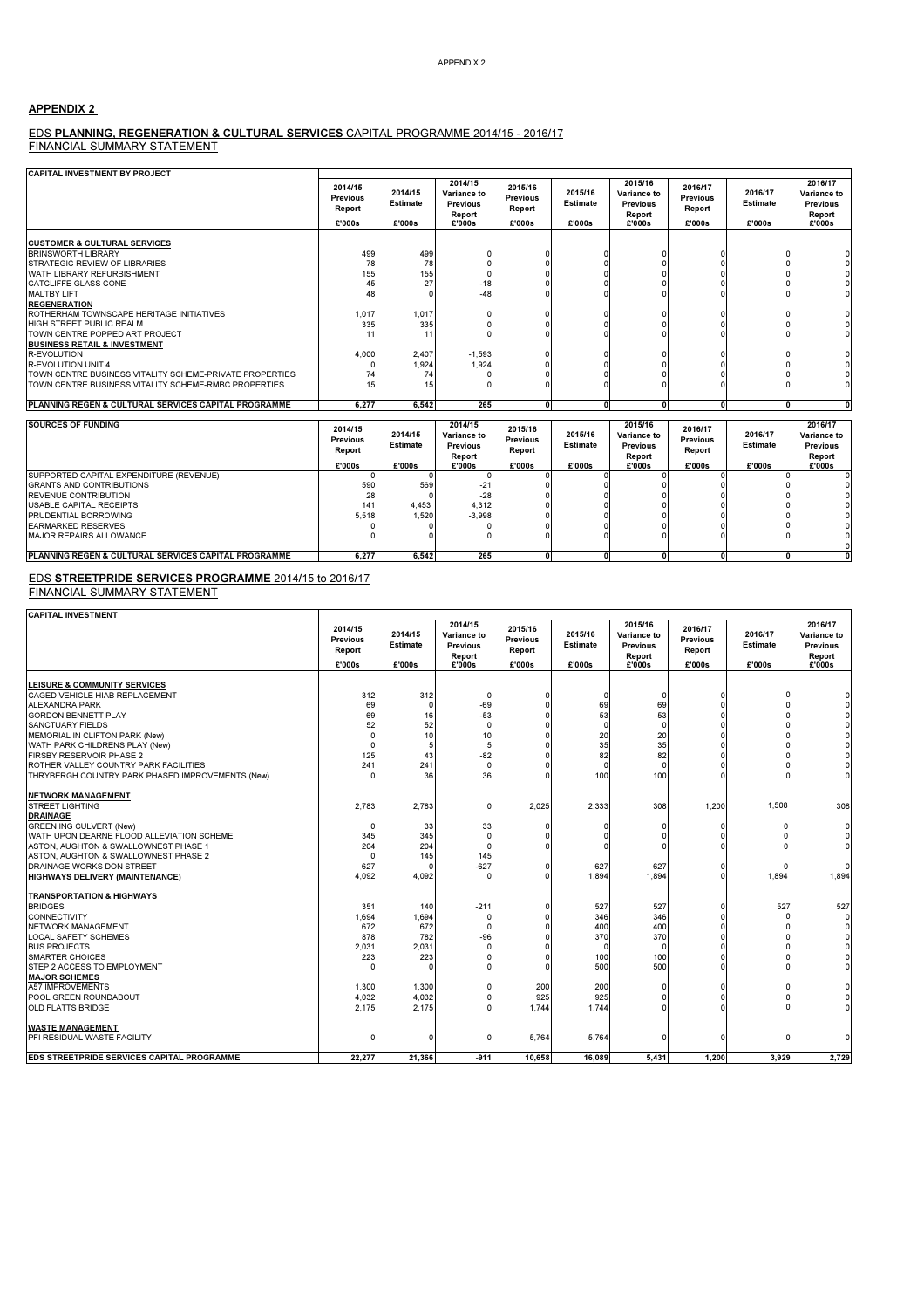## APPENDIX 2

EDS **PLANNING, REGENERATION & CULTURAL SERVICES** CAPITAL PROGRAMME 2014/15 - 2016/17
FINANCIAL SUMMARY STATEMENT

| CAPITAL INVESTMENT BY PROJECT | 2014/15 Previous Report £'000s | 2014/15 Estimate £'000s | 2014/15 Variance to Previous Report £'000s | 2015/16 Previous Report £'000s | 2015/16 Estimate £'000s | 2015/16 Variance to Previous Report £'000s | 2016/17 Previous Report £'000s | 2016/17 Estimate £'000s | 2016/17 Variance to Previous Report £'000s |
|---|---|---|---|---|---|---|---|---|---|
| **CUSTOMER & CULTURAL SERVICES** | | | | | | | | | |
| BRINSWORTH LIBRARY | 499 | 499 | 0 | 0 | 0 | 0 | 0 | 0 | 0 |
| STRATEGIC REVIEW OF LIBRARIES | 78 | 78 | 0 | 0 | 0 | 0 | 0 | 0 | 0 |
| WATH LIBRARY REFURBISHMENT | 155 | 155 | 0 | 0 | 0 | 0 | 0 | 0 | 0 |
| CATCLIFFE GLASS CONE | 45 | 27 | -18 | 0 | 0 | 0 | 0 | 0 | 0 |
| MALTBY LIFT | 48 | 0 | -48 | 0 | 0 | 0 | 0 | 0 | 0 |
| **REGENERATION** | | | | | | | | | |
| ROTHERHAM TOWNSCAPE HERITAGE INITIATIVES | 1,017 | 1,017 | 0 | 0 | 0 | 0 | 0 | 0 | 0 |
| HIGH STREET PUBLIC REALM | 335 | 335 | 0 | 0 | 0 | 0 | 0 | 0 | 0 |
| TOWN CENTRE POPPED ART PROJECT | 11 | 11 | 0 | 0 | 0 | 0 | 0 | 0 | 0 |
| **BUSINESS RETAIL & INVESTMENT** | | | | | | | | | |
| R-EVOLUTION | 4,000 | 2,407 | -1,593 | 0 | 0 | 0 | 0 | 0 | 0 |
| R-EVOLUTION UNIT 4 | 0 | 1,924 | 1,924 | 0 | 0 | 0 | 0 | 0 | 0 |
| TOWN CENTRE BUSINESS VITALITY SCHEME-PRIVATE PROPERTIES | 74 | 74 | 0 | 0 | 0 | 0 | 0 | 0 | 0 |
| TOWN CENTRE BUSINESS VITALITY SCHEME-RMBC PROPERTIES | 15 | 15 | 0 | 0 | 0 | 0 | 0 | 0 | 0 |
| **PLANNING REGEN & CULTURAL SERVICES CAPITAL PROGRAMME** | **6,277** | **6,542** | **265** | **0** | **0** | **0** | **0** | **0** | **0** |

| SOURCES OF FUNDING | 2014/15 Previous Report £'000s | 2014/15 Estimate £'000s | 2014/15 Variance to Previous Report £'000s | 2015/16 Previous Report £'000s | 2015/16 Estimate £'000s | 2015/16 Variance to Previous Report £'000s | 2016/17 Previous Report £'000s | 2016/17 Estimate £'000s | 2016/17 Variance to Previous Report £'000s |
|---|---|---|---|---|---|---|---|---|---|
| SUPPORTED CAPITAL EXPENDITURE (REVENUE) | 0 | 0 | 0 | 0 | 0 | 0 | 0 | 0 | 0 |
| GRANTS AND CONTRIBUTIONS | 590 | 569 | -21 | 0 | 0 | 0 | 0 | 0 | 0 |
| REVENUE CONTRIBUTION | 28 | 0 | -28 | 0 | 0 | 0 | 0 | 0 | 0 |
| USABLE CAPITAL RECEIPTS | 141 | 4,453 | 4,312 | 0 | 0 | 0 | 0 | 0 | 0 |
| PRUDENTIAL BORROWING | 5,518 | 1,520 | -3,998 | 0 | 0 | 0 | 0 | 0 | 0 |
| EARMARKED RESERVES | 0 | 0 | 0 | 0 | 0 | 0 | 0 | 0 | 0 |
| MAJOR REPAIRS ALLOWANCE | 0 | 0 | 0 | 0 | 0 | 0 | 0 | 0 | 0 |
| | | | | | | | | | 0 |
| **PLANNING REGEN & CULTURAL SERVICES CAPITAL PROGRAMME** | **6,277** | **6,542** | **265** | **0** | **0** | **0** | **0** | **0** | **0** |

EDS **STREETPRIDE SERVICES PROGRAMME** 2014/15 to 2016/17
FINANCIAL SUMMARY STATEMENT

| CAPITAL INVESTMENT | 2014/15 Previous Report £'000s | 2014/15 Estimate £'000s | 2014/15 Variance to Previous Report £'000s | 2015/16 Previous Report £'000s | 2015/16 Estimate £'000s | 2015/16 Variance to Previous Report £'000s | 2016/17 Previous Report £'000s | 2016/17 Estimate £'000s | 2016/17 Variance to Previous Report £'000s |
|---|---|---|---|---|---|---|---|---|---|
| **LEISURE & COMMUNITY SERVICES** | | | | | | | | | |
| CAGED VEHICLE HIAB REPLACEMENT | 312 | 312 | 0 | 0 | 0 | 0 | 0 | 0 | 0 |
| ALEXANDRA PARK | 69 | 0 | -69 | 0 | 69 | 69 | 0 | 0 | 0 |
| GORDON BENNETT PLAY | 69 | 16 | -53 | 0 | 53 | 53 | 0 | 0 | 0 |
| SANCTUARY FIELDS | 52 | 52 | 0 | 0 | 0 | 0 | 0 | 0 | 0 |
| MEMORIAL IN CLIFTON PARK (New) | 0 | 10 | 10 | 0 | 20 | 20 | 0 | 0 | 0 |
| WATH PARK CHILDRENS PLAY (New) | 0 | 5 | 5 | 0 | 35 | 35 | 0 | 0 | 0 |
| FIRSBY RESERVOIR PHASE 2 | 125 | 43 | -82 | 0 | 82 | 82 | 0 | 0 | 0 |
| ROTHER VALLEY COUNTRY PARK FACILITIES | 241 | 241 | 0 | 0 | 0 | 0 | 0 | 0 | 0 |
| THRYBERGH COUNTRY PARK PHASED IMPROVEMENTS (New) | 0 | 36 | 36 | 0 | 100 | 100 | 0 | 0 | 0 |
| **NETWORK MANAGEMENT** | | | | | | | | | |
| STREET LIGHTING | 2,783 | 2,783 | 0 | 2,025 | 2,333 | 308 | 1,200 | 1,508 | 308 |
| **DRAINAGE** | | | | | | | | | |
| GREEN ING CULVERT (New) | 0 | 33 | 33 | 0 | 0 | 0 | 0 | 0 | 0 |
| WATH UPON DEARNE FLOOD ALLEVIATION SCHEME | 345 | 345 | 0 | 0 | 0 | 0 | 0 | 0 | 0 |
| ASTON, AUGHTON & SWALLOWNEST PHASE 1 | 204 | 204 | 0 | 0 | 0 | 0 | 0 | 0 | 0 |
| ASTON, AUGHTON & SWALLOWNEST PHASE 2 | 0 | 145 | 145 | | | | | | |
| DRAINAGE WORKS DON STREET | 627 | 0 | -627 | 0 | 627 | 627 | 0 | 0 | 0 |
| **HIGHWAYS DELIVERY (MAINTENANCE)** | 4,092 | 4,092 | 0 | 0 | 1,894 | 1,894 | 0 | 1,894 | 1,894 |
| **TRANSPORTATION & HIGHWAYS** | | | | | | | | | |
| BRIDGES | 351 | 140 | -211 | 0 | 527 | 527 | 0 | 527 | 527 |
| CONNECTIVITY | 1,694 | 1,694 | 0 | 0 | 346 | 346 | 0 | 0 | 0 |
| NETWORK MANAGEMENT | 672 | 672 | 0 | 0 | 400 | 400 | 0 | 0 | 0 |
| LOCAL SAFETY SCHEMES | 878 | 782 | -96 | 0 | 370 | 370 | 0 | 0 | 0 |
| BUS PROJECTS | 2,031 | 2,031 | 0 | 0 | 0 | 0 | 0 | 0 | 0 |
| SMARTER CHOICES | 223 | 223 | 0 | 0 | 100 | 100 | 0 | 0 | 0 |
| STEP 2 ACCESS TO EMPLOYMENT | 0 | 0 | 0 | 0 | 500 | 500 | 0 | 0 | 0 |
| **MAJOR SCHEMES** | | | | | | | | | |
| A57 IMPROVEMENTS | 1,300 | 1,300 | 0 | 200 | 200 | 0 | 0 | 0 | 0 |
| POOL GREEN ROUNDABOUT | 4,032 | 4,032 | 0 | 925 | 925 | 0 | 0 | 0 | 0 |
| OLD FLATTS BRIDGE | 2,175 | 2,175 | 0 | 1,744 | 1,744 | 0 | 0 | 0 | 0 |
| **WASTE MANAGEMENT** | | | | | | | | | |
| PFI RESIDUAL WASTE FACILITY | 0 | 0 | 0 | 5,764 | 5,764 | 0 | 0 | 0 | 0 |
| **EDS STREETPRIDE SERVICES CAPITAL PROGRAMME** | **22,277** | **21,366** | **-911** | **10,658** | **16,089** | **5,431** | **1,200** | **3,929** | **2,729** |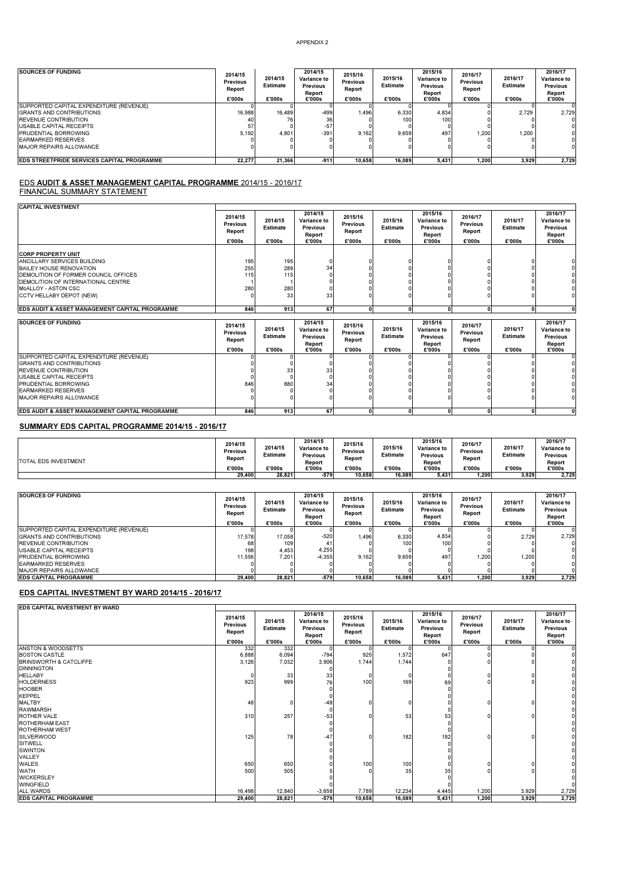APPENDIX 2

| SOURCES OF FUNDING | 2014/15 Previous Report £'000s | 2014/15 Estimate £'000s | 2014/15 Variance to Previous Report £'000s | 2015/16 Previous Report £'000s | 2015/16 Estimate £'000s | 2015/16 Variance to Previous Report £'000s | 2016/17 Previous Report £'000s | 2016/17 Estimate £'000s | 2016/17 Variance to Previous Report £'000s |
|---|---|---|---|---|---|---|---|---|---|
| SUPPORTED CAPITAL EXPENDITURE (REVENUE) | 0 | 0 | 0 | 0 | 0 | 0 | 0 | 0 | 0 |
| GRANTS AND CONTRIBUTIONS | 16,988 | 16,489 | -499 | 1,496 | 6,330 | 4,834 | 0 | 2,729 | 2,729 |
| REVENUE CONTRIBUTION | 40 | 76 | 36 | 0 | 100 | 100 | 0 | 0 | 0 |
| USABLE CAPITAL RECEIPTS | 57 | 0 | -57 | 0 | 0 | 0 | 0 | 0 | 0 |
| PRUDENTIAL BORROWING | 5,192 | 4,801 | -391 | 9,162 | 9,659 | 497 | 1,200 | 1,200 | 0 |
| EARMARKED RESERVES | 0 | 0 | 0 | 0 | 0 | 0 | 0 | 0 | 0 |
| MAJOR REPAIRS ALLOWANCE | 0 | 0 | 0 | 0 | 0 | 0 | 0 | 0 | 0 |
| **EDS STREETPRIDE SERVICES CAPITAL PROGRAMME** | **22,277** | **21,366** | **-911** | **10,658** | **16,089** | **5,431** | **1,200** | **3,929** | **2,729** |

## EDS **AUDIT & ASSET MANAGEMENT CAPITAL PROGRAMME** 2014/15 - 2016/17

FINANCIAL SUMMARY STATEMENT

| CAPITAL INVESTMENT | 2014/15 Previous Report £'000s | 2014/15 Estimate £'000s | 2014/15 Variance to Previous Report £'000s | 2015/16 Previous Report £'000s | 2015/16 Estimate £'000s | 2015/16 Variance to Previous Report £'000s | 2016/17 Previous Report £'000s | 2016/17 Estimate £'000s | 2016/17 Variance to Previous Report £'000s |
|---|---|---|---|---|---|---|---|---|---|
| **CORP PROPERTY UNIT** | | | | | | | | | |
| ANCILLARY SERVICES BUILDING | 195 | 195 | 0 | 0 | 0 | 0 | 0 | 0 | 0 |
| BAILEY HOUSE RENOVATION | 255 | 289 | 34 | 0 | 0 | 0 | 0 | 0 | 0 |
| DEMOLITION OF FORMER COUNCIL OFFICES | 115 | 115 | 0 | 0 | 0 | 0 | 0 | 0 | 0 |
| DEMOLITION OF INTERNATIONAL CENTRE | 1 | 1 | 0 | 0 | 0 | 0 | 0 | 0 | 0 |
| McALLOY - ASTON CSC | 280 | 280 | 0 | 0 | 0 | 0 | 0 | 0 | 0 |
| CCTV HELLABY DEPOT (NEW) | 0 | 33 | 33 | 0 | 0 | 0 | 0 | 0 | 0 |
| **EDS AUDIT & ASSET MANAGEMENT CAPITAL PROGRAMME** | **846** | **913** | **67** | **0** | **0** | **0** | **0** | **0** | **0** |

| SOURCES OF FUNDING | 2014/15 Previous Report £'000s | 2014/15 Estimate £'000s | 2014/15 Variance to Previous Report £'000s | 2015/16 Previous Report £'000s | 2015/16 Estimate £'000s | 2015/16 Variance to Previous Report £'000s | 2016/17 Previous Report £'000s | 2016/17 Estimate £'000s | 2016/17 Variance to Previous Report £'000s |
|---|---|---|---|---|---|---|---|---|---|
| SUPPORTED CAPITAL EXPENDITURE (REVENUE) | 0 | 0 | 0 | 0 | 0 | 0 | 0 | 0 | 0 |
| GRANTS AND CONTRIBUTIONS | 0 | 0 | 0 | 0 | 0 | 0 | 0 | 0 | 0 |
| REVENUE CONTRIBUTION | 0 | 33 | 33 | 0 | 0 | 0 | 0 | 0 | 0 |
| USABLE CAPITAL RECEIPTS | 0 | 0 | 0 | 0 | 0 | 0 | 0 | 0 | 0 |
| PRUDENTIAL BORROWING | 846 | 880 | 34 | 0 | 0 | 0 | 0 | 0 | 0 |
| EARMARKED RESERVES | 0 | 0 | 0 | 0 | 0 | 0 | 0 | 0 | 0 |
| MAJOR REPAIRS ALLOWANCE | 0 | 0 | 0 | 0 | 0 | 0 | 0 | 0 | 0 |
| **EDS AUDIT & ASSET MANAGEMENT CAPITAL PROGRAMME** | **846** | **913** | **67** | **0** | **0** | **0** | **0** | **0** | **0** |

## SUMMARY EDS CAPITAL PROGRAMME 2014/15 - 2016/17

| | 2014/15 Previous Report £'000s | 2014/15 Estimate £'000s | 2014/15 Variance to Previous Report £'000s | 2015/16 Previous Report £'000s | 2015/16 Estimate £'000s | 2015/16 Variance to Previous Report £'000s | 2016/17 Previous Report £'000s | 2016/17 Estimate £'000s | 2016/17 Variance to Previous Report £'000s |
|---|---|---|---|---|---|---|---|---|---|
| TOTAL EDS INVESTMENT | **29,400** | **28,821** | **-579** | **10,658** | **16,089** | **5,431** | **1,200** | **3,929** | **2,729** |

| SOURCES OF FUNDING | 2014/15 Previous Report £'000s | 2014/15 Estimate £'000s | 2014/15 Variance to Previous Report £'000s | 2015/16 Previous Report £'000s | 2015/16 Estimate £'000s | 2015/16 Variance to Previous Report £'000s | 2016/17 Previous Report £'000s | 2016/17 Estimate £'000s | 2016/17 Variance to Previous Report £'000s |
|---|---|---|---|---|---|---|---|---|---|
| SUPPORTED CAPITAL EXPENDITURE (REVENUE) | 0 | 0 | 0 | 0 | 0 | 0 | 0 | 0 | 0 |
| GRANTS AND CONTRIBUTIONS | 17,578 | 17,058 | -520 | 1,496 | 6,330 | 4,834 | 0 | 2,729 | 2,729 |
| REVENUE CONTRIBUTION | 68 | 109 | 41 | 0 | 100 | 100 | 0 | 0 | 0 |
| USABLE CAPITAL RECEIPTS | 198 | 4,453 | 4,255 | 0 | 0 | 0 | 0 | 0 | 0 |
| PRUDENTIAL BORROWING | 11,556 | 7,201 | -4,355 | 9,162 | 9,659 | 497 | 1,200 | 1,200 | 0 |
| EARMARKED RESERVES | 0 | 0 | 0 | 0 | 0 | 0 | 0 | 0 | 0 |
| MAJOR REPAIRS ALLOWANCE | 0 | 0 | 0 | 0 | 0 | 0 | 0 | 0 | 0 |
| **EDS CAPITAL PROGRAMME** | **29,400** | **28,821** | **-579** | **10,658** | **16,089** | **5,431** | **1,200** | **3,929** | **2,729** |

## EDS CAPITAL INVESTMENT BY WARD 2014/15 - 2016/17

| EDS CAPITAL INVESTMENT BY WARD | 2014/15 Previous Report £'000s | 2014/15 Estimate £'000s | 2014/15 Variance to Previous Report £'000s | 2015/16 Previous Report £'000s | 2015/16 Estimate £'000s | 2015/16 Variance to Previous Report £'000s | 2016/17 Previous Report £'000s | 2016/17 Estimate £'000s | 2016/17 Variance to Previous Report £'000s |
|---|---|---|---|---|---|---|---|---|---|
| ANSTON & WOODSETTS | 332 | 332 | 0 | 0 | 0 | 0 | 0 | 0 | 0 |
| BOSTON CASTLE | 6,888 | 6,094 | -794 | 925 | 1,572 | 647 | 0 | 0 | 0 |
| BRINSWORTH & CATCLIFFE | 3,126 | 7,032 | 3,906 | 1,744 | 1,744 | 0 | 0 | 0 | 0 |
| DINNINGTON | | | 0 | | | 0 | | | 0 |
| HELLABY | 0 | 33 | 33 | 0 | 0 | 0 | 0 | 0 | 0 |
| HOLDERNESS | 923 | 999 | 76 | 100 | 169 | 69 | 0 | 0 | 0 |
| HOOBER | | | 0 | | | 0 | | | 0 |
| KEPPEL | | | 0 | | | 0 | | | 0 |
| MALTBY | 48 | 0 | -48 | 0 | 0 | 0 | 0 | 0 | 0 |
| RAWMARSH | | | 0 | | | 0 | | | 0 |
| ROTHER VALE | 310 | 257 | -53 | 0 | 53 | 53 | 0 | 0 | 0 |
| ROTHERHAM EAST | | | 0 | | | 0 | | | 0 |
| ROTHERHAM WEST | | | 0 | | | 0 | | | 0 |
| SILVERWOOD | 125 | 78 | -47 | 0 | 182 | 182 | 0 | 0 | 0 |
| SITWELL | | | 0 | | | 0 | | | 0 |
| SWINTON | | | 0 | | | 0 | | | 0 |
| VALLEY | | | 0 | | | 0 | | | 0 |
| WALES | 650 | 650 | 0 | 100 | 100 | 0 | 0 | 0 | 0 |
| WATH | 500 | 505 | 5 | 0 | 35 | 35 | 0 | 0 | 0 |
| WICKERSLEY | | | 0 | | | 0 | | | 0 |
| WINGFIELD | | | 0 | | | 0 | | | 0 |
| ALL WARDS | 16,498 | 12,840 | -3,658 | 7,789 | 12,234 | 4,445 | 1,200 | 3,929 | 2,729 |
| **EDS CAPITAL PROGRAMME** | **29,400** | **28,821** | **-579** | **10,658** | **16,089** | **5,431** | **1,200** | **3,929** | **2,729** |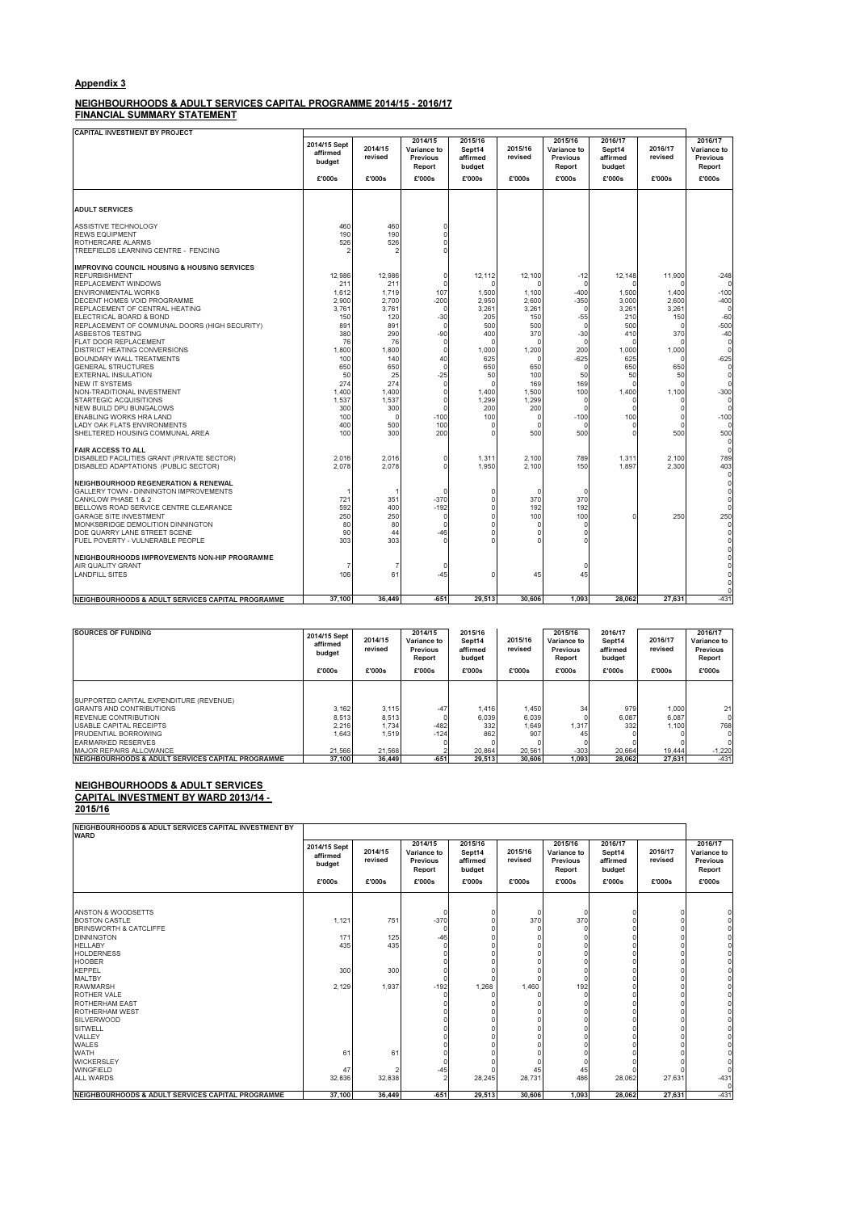## Appendix 3

### NEIGHBOURHOODS & ADULT SERVICES CAPITAL PROGRAMME 2014/15 - 2016/17
### FINANCIAL SUMMARY STATEMENT

| CAPITAL INVESTMENT BY PROJECT | 2014/15 Sept affirmed budget | 2014/15 revised | 2014/15 Variance to Previous Report | 2015/16 Sept14 affirmed budget | 2015/16 revised | 2015/16 Variance to Previous Report | 2016/17 Sept14 affirmed budget | 2016/17 revised | 2016/17 Variance to Previous Report |
|---|---|---|---|---|---|---|---|---|---|
| | £'000s | £'000s | £'000s | £'000s | £'000s | £'000s | £'000s | £'000s | £'000s |
| **ADULT SERVICES** | | | | | | | | | |
| ASSISTIVE TECHNOLOGY | 460 | 460 | 0 | | | | | | |
| REWS EQUIPMENT | 190 | 190 | 0 | | | | | | |
| ROTHERCARE ALARMS | 526 | 526 | 0 | | | | | | |
| TREEFIELDS LEARNING CENTRE - FENCING | 2 | 2 | 0 | | | | | | |
| **IMPROVING COUNCIL HOUSING & HOUSING SERVICES** | | | | | | | | | |
| REFURBISHMENT | 12,986 | 12,986 | 0 | 12,112 | 12,100 | -12 | 12,148 | 11,900 | -248 |
| REPLACEMENT WINDOWS | 211 | 211 | 0 | 0 | 0 | 0 | 0 | 0 | 0 |
| ENVIRONMENTAL WORKS | 1,612 | 1,719 | 107 | 1,500 | 1,100 | -400 | 1,500 | 1,400 | -100 |
| DECENT HOMES VOID PROGRAMME | 2,900 | 2,700 | -200 | 2,950 | 2,600 | -350 | 3,000 | 2,600 | -400 |
| REPLACEMENT OF CENTRAL HEATING | 3,761 | 3,761 | 0 | 3,261 | 3,261 | 0 | 3,261 | 3,261 | 0 |
| ELECTRICAL BOARD & BOND | 150 | 120 | -30 | 205 | 150 | -55 | 210 | 150 | -60 |
| REPLACEMENT OF COMMUNAL DOORS (HIGH SECURITY) | 891 | 891 | 0 | 500 | 500 | 0 | 500 | 0 | -500 |
| ASBESTOS TESTING | 380 | 290 | -90 | 400 | 370 | -30 | 410 | 370 | -40 |
| FLAT DOOR REPLACEMENT | 76 | 76 | 0 | 0 | 0 | 0 | 0 | 0 | 0 |
| DISTRICT HEATING CONVERSIONS | 1,800 | 1,800 | 0 | 1,000 | 1,200 | 200 | 1,000 | 1,000 | 0 |
| BOUNDARY WALL TREATMENTS | 100 | 140 | 40 | 625 | 0 | -625 | 625 | 0 | -625 |
| GENERAL STRUCTURES | 650 | 650 | 0 | 650 | 650 | 0 | 650 | 650 | 0 |
| EXTERNAL INSULATION | 50 | 25 | -25 | 50 | 100 | 50 | 50 | 50 | 0 |
| NEW IT SYSTEMS | 274 | 274 | 0 | 0 | 169 | 169 | 0 | 0 | 0 |
| NON-TRADITIONAL INVESTMENT | 1,400 | 1,400 | 0 | 1,400 | 1,500 | 100 | 1,400 | 1,100 | -300 |
| STARTEGIC ACQUISITIONS | 1,537 | 1,537 | 0 | 1,299 | 1,299 | 0 | 0 | 0 | 0 |
| NEW BUILD DPU BUNGALOWS | 300 | 300 | 0 | 200 | 200 | 0 | 0 | 0 | 0 |
| ENABLING WORKS HRA LAND | 100 | 0 | -100 | 100 | 0 | -100 | 100 | 0 | -100 |
| LADY OAK FLATS ENVIRONMENTS | 400 | 500 | 100 | 0 | 0 | 0 | 0 | 0 | 0 |
| SHELTERED HOUSING COMMUNAL AREA | 100 | 300 | 200 | 0 | 500 | 500 | 0 | 500 | 500 |
| | | | | | | | | | 0 |
| **FAIR ACCESS TO ALL** | | | | | | | | | 0 |
| DISABLED FACILITIES GRANT (PRIVATE SECTOR) | 2,016 | 2,016 | 0 | 1,311 | 2,100 | 789 | 1,311 | 2,100 | 789 |
| DISABLED ADAPTATIONS (PUBLIC SECTOR) | 2,078 | 2,078 | 0 | 1,950 | 2,100 | 150 | 1,897 | 2,300 | 403 |
| | | | | | | | | | 0 |
| **NEIGHBOURHOOD REGENERATION & RENEWAL** | | | | | | | | | 0 |
| GALLERY TOWN - DINNINGTON IMPROVEMENTS | 1 | 1 | 0 | 0 | 0 | 0 | | | 0 |
| CANKLOW PHASE 1 & 2 | 721 | 351 | -370 | 0 | 370 | 370 | | | 0 |
| BELLOWS ROAD SERVICE CENTRE CLEARANCE | 592 | 400 | -192 | 0 | 192 | 192 | | | 0 |
| GARAGE SITE INVESTMENT | 250 | 250 | 0 | 0 | 100 | 100 | 0 | 250 | 250 |
| MONKSBRIDGE DEMOLITION DINNINGTON | 80 | 80 | 0 | 0 | 0 | 0 | | | 0 |
| DOE QUARRY LANE STREET SCENE | 90 | 44 | -46 | 0 | 0 | 0 | | | 0 |
| FUEL POVERTY - VULNERABLE PEOPLE | 303 | 303 | 0 | 0 | 0 | 0 | | | 0 |
| | | | | | | | | | 0 |
| **NEIGHBOURHOODS IMPROVEMENTS NON-HIP PROGRAMME** | | | | | | | | | 0 |
| AIR QUALITY GRANT | 7 | 7 | 0 | | | 0 | | | 0 |
| LANDFILL SITES | 106 | 61 | -45 | 0 | 45 | 45 | | | 0 |
| | | | | | | | | | 0 |
| | | | | | | | | | 0 |
| **NEIGHBOURHOODS & ADULT SERVICES CAPITAL PROGRAMME** | 37,100 | 36,449 | -651 | 29,513 | 30,606 | 1,093 | 28,062 | 27,631 | -431 |

| SOURCES OF FUNDING | 2014/15 Sept affirmed budget | 2014/15 revised | 2014/15 Variance to Previous Report | 2015/16 Sept14 affirmed budget | 2015/16 revised | 2015/16 Variance to Previous Report | 2016/17 Sept14 affirmed budget | 2016/17 revised | 2016/17 Variance to Previous Report |
|---|---|---|---|---|---|---|---|---|---|
| | £'000s | £'000s | £'000s | £'000s | £'000s | £'000s | £'000s | £'000s | £'000s |
| SUPPORTED CAPITAL EXPENDITURE (REVENUE) | | | | | | | | | |
| GRANTS AND CONTRIBUTIONS | 3,162 | 3,115 | -47 | 1,416 | 1,450 | 34 | 979 | 1,000 | 21 |
| REVENUE CONTRIBUTION | 8,513 | 8,513 | 0 | 6,039 | 6,039 | 0 | 6,087 | 6,087 | 0 |
| USABLE CAPITAL RECEIPTS | 2,216 | 1,734 | -482 | 332 | 1,649 | 1,317 | 332 | 1,100 | 768 |
| PRUDENTIAL BORROWING | 1,643 | 1,519 | -124 | 862 | 907 | 45 | 0 | 0 | 0 |
| EARMARKED RESERVES | | | 0 | 0 | 0 | 0 | 0 | 0 | 0 |
| MAJOR REPAIRS ALLOWANCE | 21,566 | 21,568 | 2 | 20,864 | 20,561 | -303 | 20,664 | 19,444 | -1,220 |
| **NEIGHBOURHOODS & ADULT SERVICES CAPITAL PROGRAMME** | 37,100 | 36,449 | -651 | 29,513 | 30,606 | 1,093 | 28,062 | 27,631 | -431 |

### NEIGHBOURHOODS & ADULT SERVICES CAPITAL INVESTMENT BY WARD 2013/14 - 2015/16

| NEIGHBOURHOODS & ADULT SERVICES CAPITAL INVESTMENT BY WARD | 2014/15 Sept affirmed budget | 2014/15 revised | 2014/15 Variance to Previous Report | 2015/16 Sept14 affirmed budget | 2015/16 revised | 2015/16 Variance to Previous Report | 2016/17 Sept14 affirmed budget | 2016/17 revised | 2016/17 Variance to Previous Report |
|---|---|---|---|---|---|---|---|---|---|
| | £'000s | £'000s | £'000s | £'000s | £'000s | £'000s | £'000s | £'000s | £'000s |
| ANSTON & WOODSETTS | | | 0 | 0 | 0 | 0 | 0 | 0 | 0 |
| BOSTON CASTLE | 1,121 | 751 | -370 | 0 | 370 | 370 | 0 | 0 | 0 |
| BRINSWORTH & CATCLIFFE | | | 0 | 0 | 0 | 0 | 0 | 0 | 0 |
| DINNINGTON | 171 | 125 | -46 | 0 | 0 | 0 | 0 | 0 | 0 |
| HELLABY | 435 | 435 | 0 | 0 | 0 | 0 | 0 | 0 | 0 |
| HOLDERNESS | | | 0 | 0 | 0 | 0 | 0 | 0 | 0 |
| HOOBER | | | 0 | 0 | 0 | 0 | 0 | 0 | 0 |
| KEPPEL | 300 | 300 | 0 | 0 | 0 | 0 | 0 | 0 | 0 |
| MALTBY | | | 0 | 0 | 0 | 0 | 0 | 0 | 0 |
| RAWMARSH | 2,129 | 1,937 | -192 | 1,268 | 1,460 | 192 | 0 | 0 | 0 |
| ROTHER VALE | | | 0 | 0 | 0 | 0 | 0 | 0 | 0 |
| ROTHERHAM EAST | | | 0 | 0 | 0 | 0 | 0 | 0 | 0 |
| ROTHERHAM WEST | | | 0 | 0 | 0 | 0 | 0 | 0 | 0 |
| SILVERWOOD | | | 0 | 0 | 0 | 0 | 0 | 0 | 0 |
| SITWELL | | | 0 | 0 | 0 | 0 | 0 | 0 | 0 |
| VALLEY | | | 0 | 0 | 0 | 0 | 0 | 0 | 0 |
| WALES | | | 0 | 0 | 0 | 0 | 0 | 0 | 0 |
| WATH | 61 | 61 | 0 | 0 | 0 | 0 | 0 | 0 | 0 |
| WICKERSLEY | | | 0 | 0 | 0 | 0 | 0 | 0 | 0 |
| WINGFIELD | 47 | 2 | -45 | 0 | 45 | 45 | 0 | 0 | 0 |
| ALL WARDS | 32,836 | 32,838 | 2 | 28,245 | 28,731 | 486 | 28,062 | 27,631 | -431 |
| | | | | | | | | | 0 |
| **NEIGHBOURHOODS & ADULT SERVICES CAPITAL PROGRAMME** | 37,100 | 36,449 | -651 | 29,513 | 30,606 | 1,093 | 28,062 | 27,631 | -431 |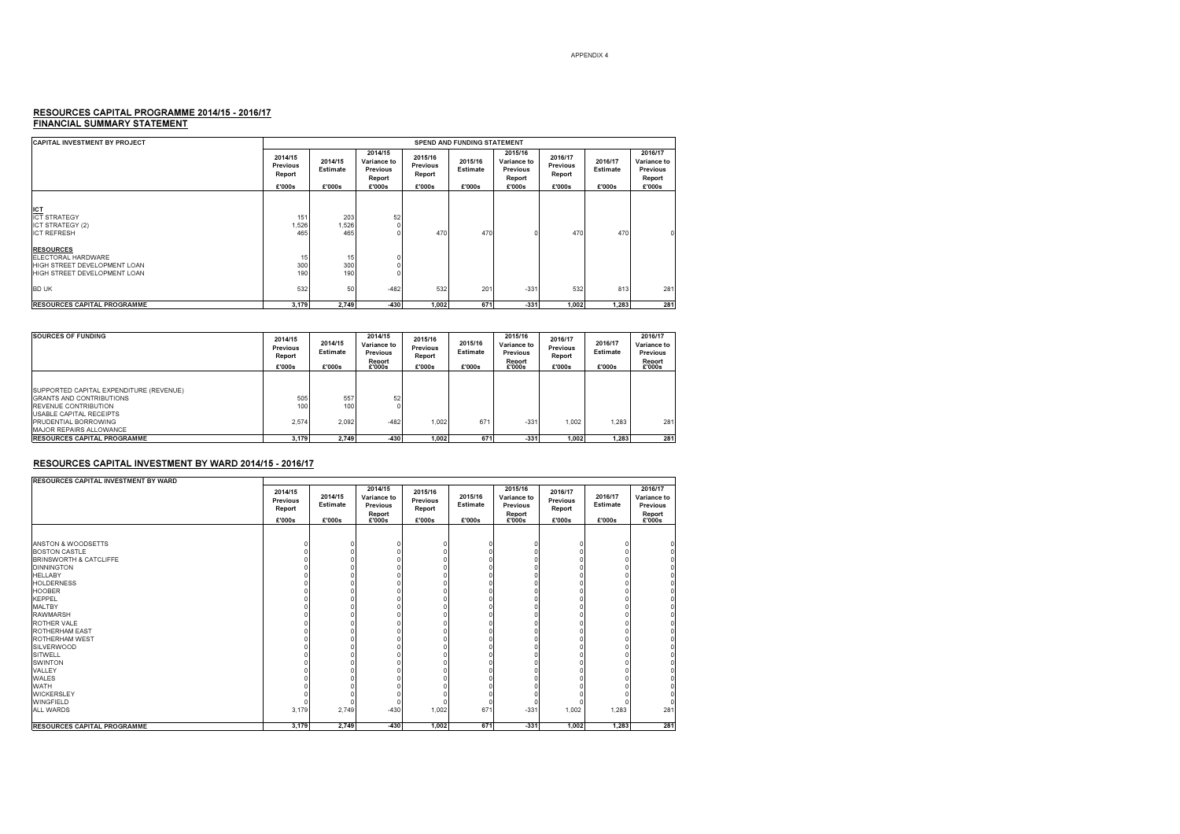APPENDIX 4

## RESOURCES CAPITAL PROGRAMME 2014/15 - 2016/17

### FINANCIAL SUMMARY STATEMENT

| CAPITAL INVESTMENT BY PROJECT | SPEND AND FUNDING STATEMENT | | | | | | | | |
|---|---|---|---|---|---|---|---|---|---|
| | 2014/15 Previous Report £'000s | 2014/15 Estimate £'000s | 2014/15 Variance to Previous Report £'000s | 2015/16 Previous Report £'000s | 2015/16 Estimate £'000s | 2015/16 Variance to Previous Report £'000s | 2016/17 Previous Report £'000s | 2016/17 Estimate £'000s | 2016/17 Variance to Previous Report £'000s |
| **ICT** | | | | | | | | | |
| ICT STRATEGY | 151 | 203 | 52 | | | | | | |
| ICT STRATEGY (2) | 1,526 | 1,526 | 0 | | | | | | |
| ICT REFRESH | 465 | 465 | 0 | 470 | 470 | 0 | 470 | 470 | 0 |
| **RESOURCES** | | | | | | | | | |
| ELECTORAL HARDWARE | 15 | 15 | 0 | | | | | | |
| HIGH STREET DEVELOPMENT LOAN | 300 | 300 | 0 | | | | | | |
| HIGH STREET DEVELOPMENT LOAN | 190 | 190 | 0 | | | | | | |
| BD UK | 532 | 50 | -482 | 532 | 201 | -331 | 532 | 813 | 281 |
| **RESOURCES CAPITAL PROGRAMME** | **3,179** | **2,749** | **-430** | **1,002** | **671** | **-331** | **1,002** | **1,283** | **281** |

| SOURCES OF FUNDING | 2014/15 Previous Report £'000s | 2014/15 Estimate £'000s | 2014/15 Variance to Previous Report £'000s | 2015/16 Previous Report £'000s | 2015/16 Estimate £'000s | 2015/16 Variance to Previous Report £'000s | 2016/17 Previous Report £'000s | 2016/17 Estimate £'000s | 2016/17 Variance to Previous Report £'000s |
|---|---|---|---|---|---|---|---|---|---|
| SUPPORTED CAPITAL EXPENDITURE (REVENUE) | | | | | | | | | |
| GRANTS AND CONTRIBUTIONS | 505 | 557 | 52 | | | | | | |
| REVENUE CONTRIBUTION | 100 | 100 | 0 | | | | | | |
| USABLE CAPITAL RECEIPTS | | | | | | | | | |
| PRUDENTIAL BORROWING | 2,574 | 2,092 | -482 | 1,002 | 671 | -331 | 1,002 | 1,283 | 281 |
| MAJOR REPAIRS ALLOWANCE | | | | | | | | | |
| **RESOURCES CAPITAL PROGRAMME** | **3,179** | **2,749** | **-430** | **1,002** | **671** | **-331** | **1,002** | **1,283** | **281** |

## RESOURCES CAPITAL INVESTMENT BY WARD 2014/15 - 2016/17

| RESOURCES CAPITAL INVESTMENT BY WARD | 2014/15 Previous Report £'000s | 2014/15 Estimate £'000s | 2014/15 Variance to Previous Report £'000s | 2015/16 Previous Report £'000s | 2015/16 Estimate £'000s | 2015/16 Variance to Previous Report £'000s | 2016/17 Previous Report £'000s | 2016/17 Estimate £'000s | 2016/17 Variance to Previous Report £'000s |
|---|---|---|---|---|---|---|---|---|---|
| ANSTON & WOODSETTS | 0 | 0 | 0 | 0 | 0 | 0 | 0 | 0 | 0 |
| BOSTON CASTLE | 0 | 0 | 0 | 0 | 0 | 0 | 0 | 0 | 0 |
| BRINSWORTH & CATCLIFFE | 0 | 0 | 0 | 0 | 0 | 0 | 0 | 0 | 0 |
| DINNINGTON | 0 | 0 | 0 | 0 | 0 | 0 | 0 | 0 | 0 |
| HELLABY | 0 | 0 | 0 | 0 | 0 | 0 | 0 | 0 | 0 |
| HOLDERNESS | 0 | 0 | 0 | 0 | 0 | 0 | 0 | 0 | 0 |
| HOOBER | 0 | 0 | 0 | 0 | 0 | 0 | 0 | 0 | 0 |
| KEPPEL | 0 | 0 | 0 | 0 | 0 | 0 | 0 | 0 | 0 |
| MALTBY | 0 | 0 | 0 | 0 | 0 | 0 | 0 | 0 | 0 |
| RAWMARSH | 0 | 0 | 0 | 0 | 0 | 0 | 0 | 0 | 0 |
| ROTHER VALE | 0 | 0 | 0 | 0 | 0 | 0 | 0 | 0 | 0 |
| ROTHERHAM EAST | 0 | 0 | 0 | 0 | 0 | 0 | 0 | 0 | 0 |
| ROTHERHAM WEST | 0 | 0 | 0 | 0 | 0 | 0 | 0 | 0 | 0 |
| SILVERWOOD | 0 | 0 | 0 | 0 | 0 | 0 | 0 | 0 | 0 |
| SITWELL | 0 | 0 | 0 | 0 | 0 | 0 | 0 | 0 | 0 |
| SWINTON | 0 | 0 | 0 | 0 | 0 | 0 | 0 | 0 | 0 |
| VALLEY | 0 | 0 | 0 | 0 | 0 | 0 | 0 | 0 | 0 |
| WALES | 0 | 0 | 0 | 0 | 0 | 0 | 0 | 0 | 0 |
| WATH | 0 | 0 | 0 | 0 | 0 | 0 | 0 | 0 | 0 |
| WICKERSLEY | 0 | 0 | 0 | 0 | 0 | 0 | 0 | 0 | 0 |
| WINGFIELD | 0 | 0 | 0 | 0 | 0 | 0 | 0 | 0 | 0 |
| ALL WARDS | 3,179 | 2,749 | -430 | 1,002 | 671 | -331 | 1,002 | 1,283 | 281 |
| **RESOURCES CAPITAL PROGRAMME** | **3,179** | **2,749** | **-430** | **1,002** | **671** | **-331** | **1,002** | **1,283** | **281** |